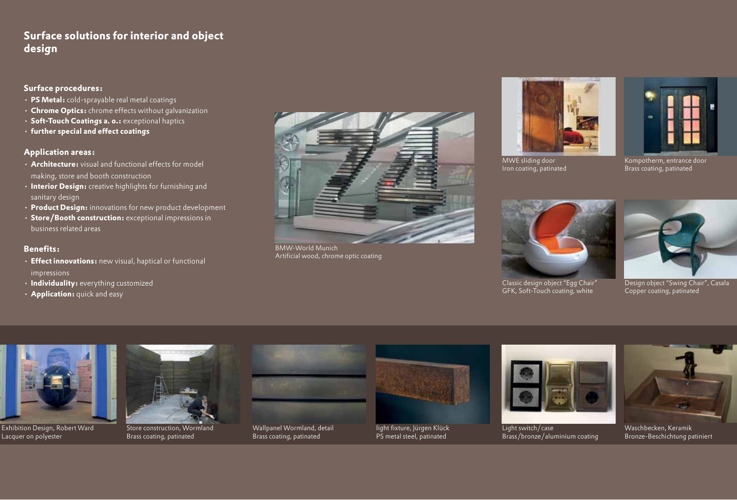## Surface solutions for interior and object design

### Surface procedures:

- **PS Metal:** cold-sprayable real metal coatings
- **Chrome Optics:** chrome effects without galvanization
- **Soft-Touch Coatings a. o.:** exceptional haptics
- **further special and effect coatings**

### Application areas:

- **Architecture:** visual and functional effects for model making, store and booth construction
- **Interior Design:** creative highlights for furnishing and sanitary design
- **Product Design:** innovations for new product development
- **Store/Booth construction:** exceptional impressions in business related areas

### Benefits:

- **Effect innovations:** new visual, haptical or functional impressions
- **Individuality:** everything customized
- **Application:** quick and easy

BMW-World Munich
Artificial wood, chrome optic coating

MWE sliding door
Iron coating, patinated

Kompotherm, entrance door
Brass coating, patinated

Classic design object "Egg Chair"
GFK, Soft-Touch coating, white

Design object "Swing Chair", Casala
Copper coating, patinated

Exhibition Design, Robert Ward
Lacquer on polyester

Store construction, Wormland
Brass coating, patinated

Wallpanel Wormland, detail
Brass coating, patinated

light fixture, Jürgen Klück
PS metal steel, patinated

Light switch/case
Brass/bronze/aluminium coating

Waschbecken, Keramik
Bronze-Beschichtung patiniert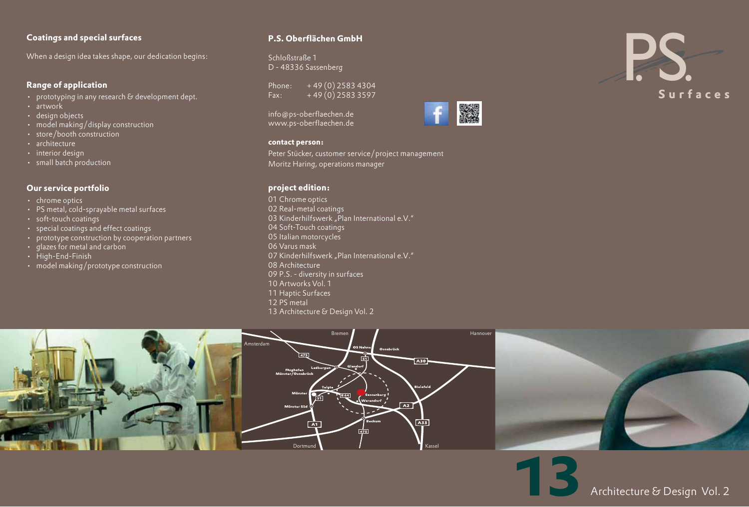## Coatings and special surfaces

When a design idea takes shape, our dedication begins:

### Range of application

- prototyping in any research & development dept.
- artwork
- design objects
- model making/display construction
- store/booth construction
- architecture
- interior design
- small batch production

### Our service portfolio

- chrome optics
- PS metal, cold-sprayable metal surfaces
- soft-touch coatings
- special coatings and effect coatings
- prototype construction by cooperation partners
- glazes for metal and carbon
- High-End-Finish
- model making/prototype construction

## P.S. Oberflächen GmbH

Schloßstraße 1
D - 48336 Sassenberg

Phone: + 49 (0) 2583 4304
Fax: + 49 (0) 2583 3597

info@ps-oberflaechen.de
www.ps-oberflaechen.de

**contact person:**

Peter Stücker, customer service/project management
Moritz Haring, operations manager

**project edition:**

01 Chrome optics
02 Real-metal coatings
03 Kinderhilfswerk „Plan International e.V."
04 Soft-Touch coatings
05 Italian motorcycles
06 Varus mask
07 Kinderhilfswerk „Plan International e.V."
08 Architecture
09 P.S. - diversity in surfaces
10 Artworks Vol. 1
11 Haptic Surfaces
12 PS metal
13 Architecture & Design Vol. 2

P.S. Surfaces

13 Architecture & Design Vol. 2